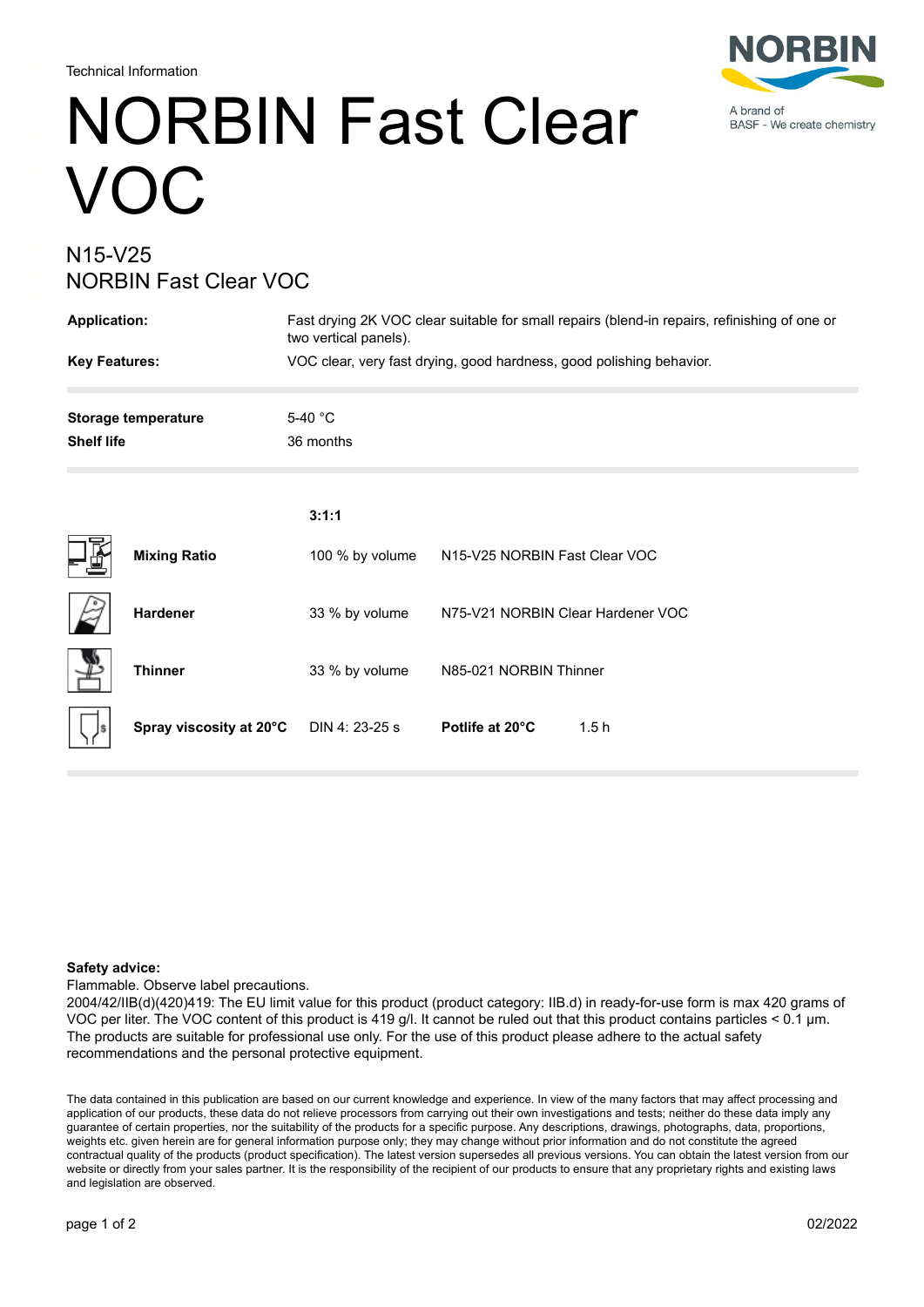Technical Information

# NORBIN Fast Clear VOC

## N15-V25
## NORBIN Fast Clear VOC

| | |
|---|---|
| **Application:** | Fast drying 2K VOC clear suitable for small repairs (blend-in repairs, refinishing of one or two vertical panels). |
| **Key Features:** | VOC clear, very fast drying, good hardness, good polishing behavior. |

| | |
|---|---|
| **Storage temperature** | 5-40 °C |
| **Shelf life** | 36 months |

| | 3:1:1 | | | |
|---|---|---|---|---|
| **Mixing Ratio** | 100 % by volume | N15-V25 NORBIN Fast Clear VOC | | |
| **Hardener** | 33 % by volume | N75-V21 NORBIN Clear Hardener VOC | | |
| **Thinner** | 33 % by volume | N85-021 NORBIN Thinner | | |
| **Spray viscosity at 20°C** | DIN 4: 23-25 s | **Potlife at 20°C** | 1.5 h | |

**Safety advice:**
Flammable. Observe label precautions.
2004/42/IIB(d)(420)419: The EU limit value for this product (product category: IIB.d) in ready-for-use form is max 420 grams of VOC per liter. The VOC content of this product is 419 g/l. It cannot be ruled out that this product contains particles < 0.1 µm. The products are suitable for professional use only. For the use of this product please adhere to the actual safety recommendations and the personal protective equipment.

The data contained in this publication are based on our current knowledge and experience. In view of the many factors that may affect processing and application of our products, these data do not relieve processors from carrying out their own investigations and tests; neither do these data imply any guarantee of certain properties, nor the suitability of the products for a specific purpose. Any descriptions, drawings, photographs, data, proportions, weights etc. given herein are for general information purpose only; they may change without prior information and do not constitute the agreed contractual quality of the products (product specification). The latest version supersedes all previous versions. You can obtain the latest version from our website or directly from your sales partner. It is the responsibility of the recipient of our products to ensure that any proprietary rights and existing laws and legislation are observed.

02/2022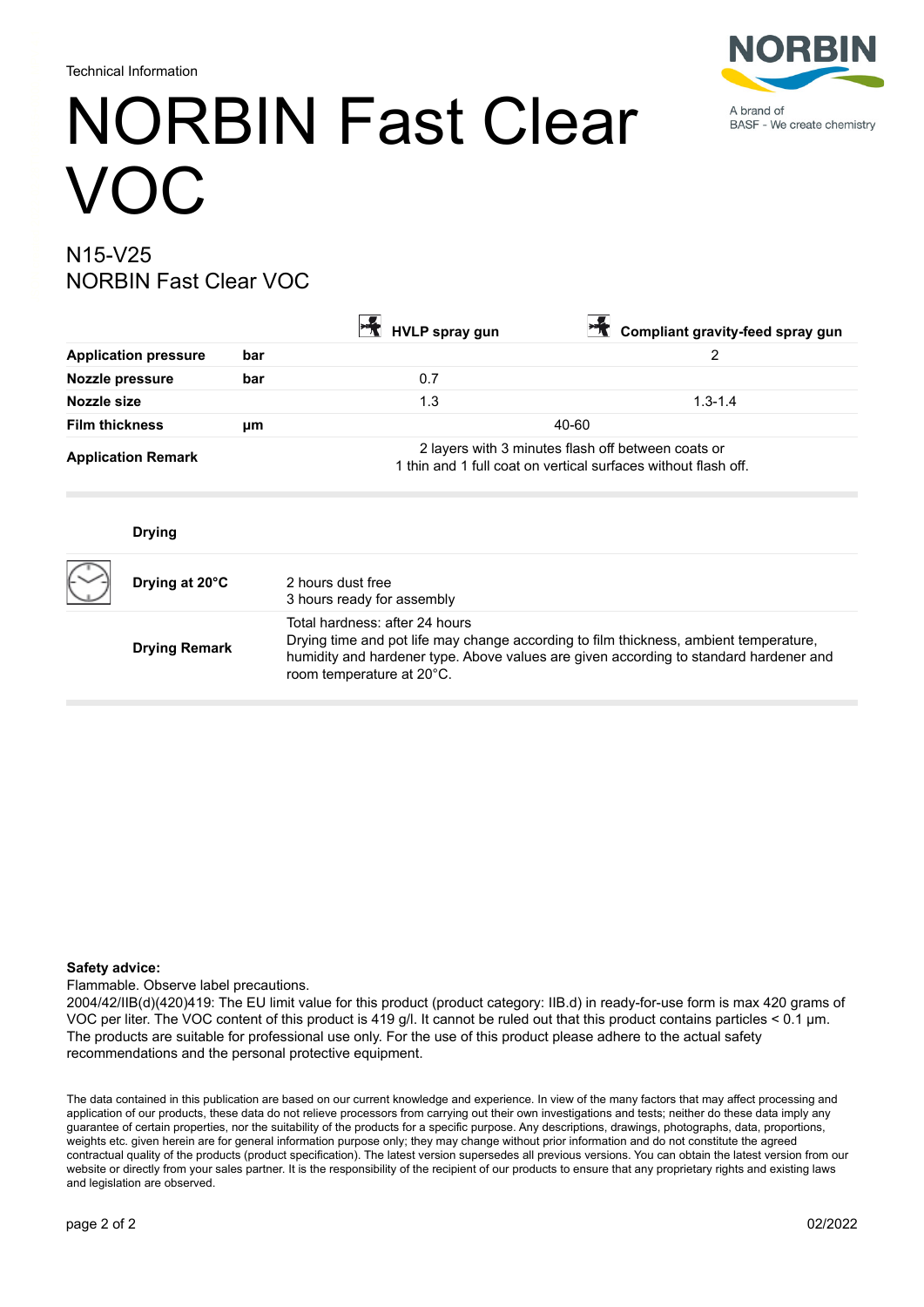Technical Information

# NORBIN Fast Clear VOC

N15-V25
NORBIN Fast Clear VOC

| | | HVLP spray gun | Compliant gravity-feed spray gun |
|---|---|---|---|
| **Application pressure** | **bar** | | 2 |
| **Nozzle pressure** | **bar** | 0.7 | |
| **Nozzle size** | | 1.3 | 1.3-1.4 |
| **Film thickness** | **µm** | 40-60 | |
| **Application Remark** | | 2 layers with 3 minutes flash off between coats or 1 thin and 1 full coat on vertical surfaces without flash off. | |

**Drying**

| | |
|---|---|
| **Drying at 20°C** | 2 hours dust free<br>3 hours ready for assembly |
| **Drying Remark** | Total hardness: after 24 hours<br>Drying time and pot life may change according to film thickness, ambient temperature, humidity and hardener type. Above values are given according to standard hardener and room temperature at 20°C. |

**Safety advice:**
Flammable. Observe label precautions.
2004/42/IIB(d)(420)419: The EU limit value for this product (product category: IIB.d) in ready-for-use form is max 420 grams of VOC per liter. The VOC content of this product is 419 g/l. It cannot be ruled out that this product contains particles < 0.1 µm. The products are suitable for professional use only. For the use of this product please adhere to the actual safety recommendations and the personal protective equipment.

The data contained in this publication are based on our current knowledge and experience. In view of the many factors that may affect processing and application of our products, these data do not relieve processors from carrying out their own investigations and tests; neither do these data imply any guarantee of certain properties, nor the suitability of the products for a specific purpose. Any descriptions, drawings, photographs, data, proportions, weights etc. given herein are for general information purpose only; they may change without prior information and do not constitute the agreed contractual quality of the products (product specification). The latest version supersedes all previous versions. You can obtain the latest version from our website or directly from your sales partner. It is the responsibility of the recipient of our products to ensure that any proprietary rights and existing laws and legislation are observed.

02/2022